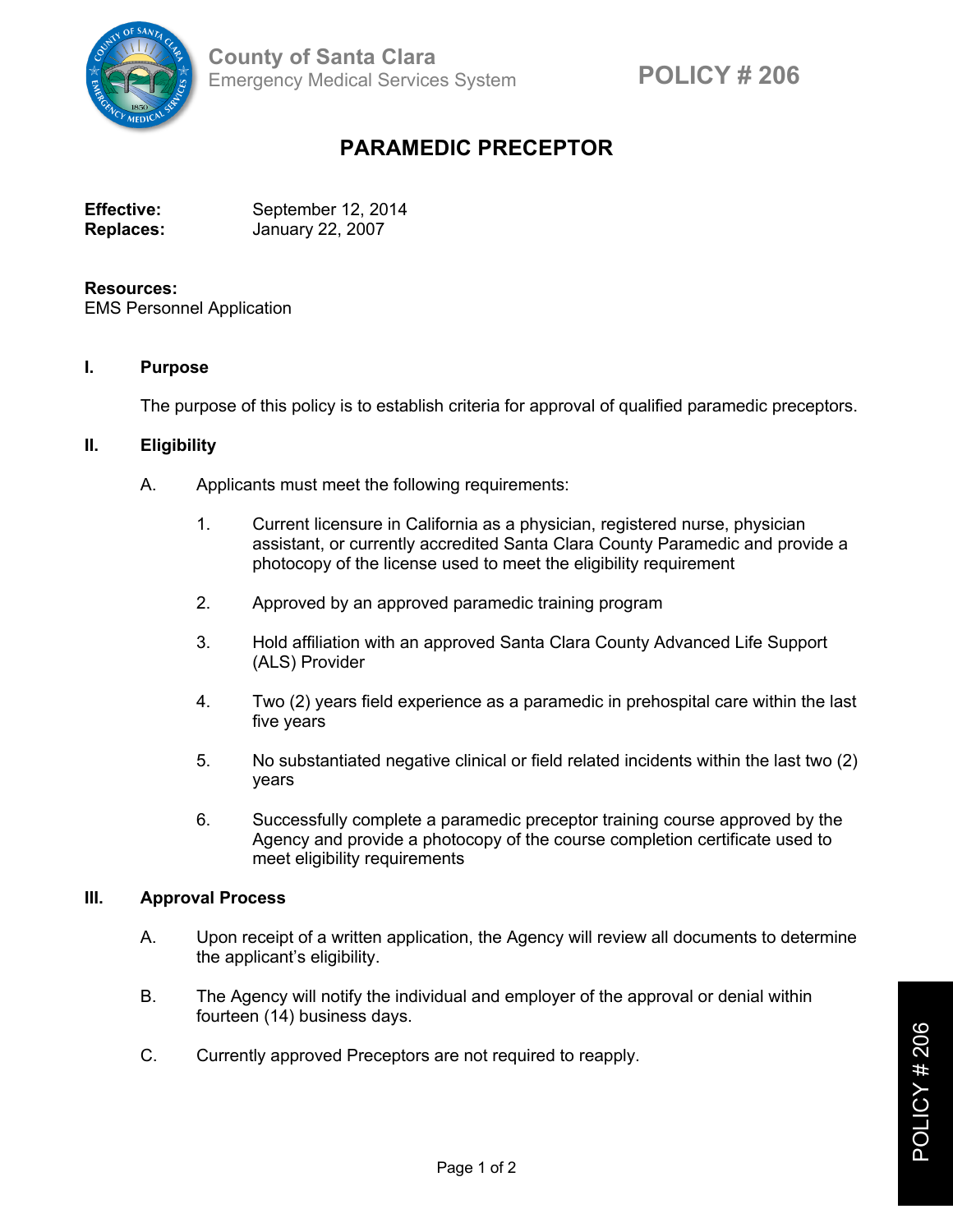County of Santa Clara
Emergency Medical Services System

**POLICY # 206**

# PARAMEDIC PRECEPTOR

**Effective:** September 12, 2014
**Replaces:** January 22, 2007

**Resources:**
EMS Personnel Application

## I. Purpose

The purpose of this policy is to establish criteria for approval of qualified paramedic preceptors.

## II. Eligibility

A. Applicants must meet the following requirements:

1. Current licensure in California as a physician, registered nurse, physician assistant, or currently accredited Santa Clara County Paramedic and provide a photocopy of the license used to meet the eligibility requirement

2. Approved by an approved paramedic training program

3. Hold affiliation with an approved Santa Clara County Advanced Life Support (ALS) Provider

4. Two (2) years field experience as a paramedic in prehospital care within the last five years

5. No substantiated negative clinical or field related incidents within the last two (2) years

6. Successfully complete a paramedic preceptor training course approved by the Agency and provide a photocopy of the course completion certificate used to meet eligibility requirements

## III. Approval Process

A. Upon receipt of a written application, the Agency will review all documents to determine the applicant's eligibility.

B. The Agency will notify the individual and employer of the approval or denial within fourteen (14) business days.

C. Currently approved Preceptors are not required to reapply.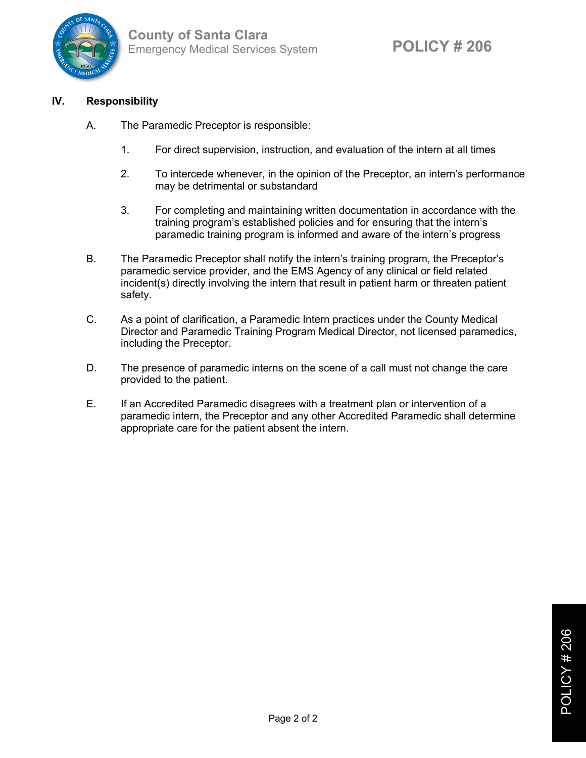## IV. Responsibility

A. The Paramedic Preceptor is responsible:

1. For direct supervision, instruction, and evaluation of the intern at all times

2. To intercede whenever, in the opinion of the Preceptor, an intern's performance may be detrimental or substandard

3. For completing and maintaining written documentation in accordance with the training program's established policies and for ensuring that the intern's paramedic training program is informed and aware of the intern's progress

B. The Paramedic Preceptor shall notify the intern's training program, the Preceptor's paramedic service provider, and the EMS Agency of any clinical or field related incident(s) directly involving the intern that result in patient harm or threaten patient safety.

C. As a point of clarification, a Paramedic Intern practices under the County Medical Director and Paramedic Training Program Medical Director, not licensed paramedics, including the Preceptor.

D. The presence of paramedic interns on the scene of a call must not change the care provided to the patient.

E. If an Accredited Paramedic disagrees with a treatment plan or intervention of a paramedic intern, the Preceptor and any other Accredited Paramedic shall determine appropriate care for the patient absent the intern.